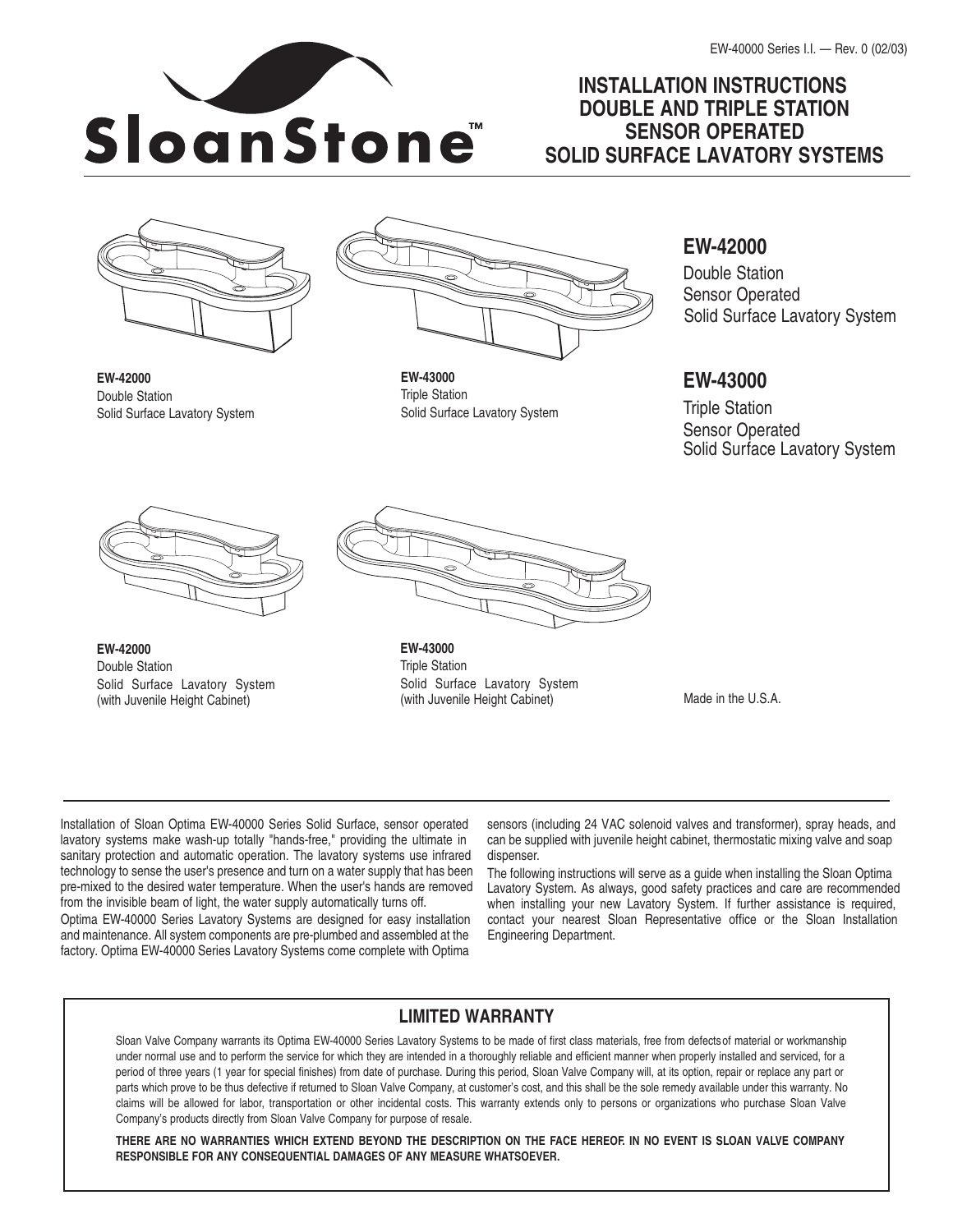# SloanStone™

## INSTALLATION INSTRUCTIONS DOUBLE AND TRIPLE STATION SENSOR OPERATED SOLID SURFACE LAVATORY SYSTEMS

**EW-42000**
Double Station
Solid Surface Lavatory System

**EW-43000**
Triple Station
Solid Surface Lavatory System

## EW-42000

Double Station
Sensor Operated
Solid Surface Lavatory System

## EW-43000

Triple Station
Sensor Operated
Solid Surface Lavatory System

**EW-42000**
Double Station
Solid Surface Lavatory System
(with Juvenile Height Cabinet)

**EW-43000**
Triple Station
Solid Surface Lavatory System
(with Juvenile Height Cabinet)

Made in the U.S.A.

---

Installation of Sloan Optima EW-40000 Series Solid Surface, sensor operated lavatory systems make wash-up totally "hands-free," providing the ultimate in sanitary protection and automatic operation. The lavatory systems use infrared technology to sense the user's presence and turn on a water supply that has been pre-mixed to the desired water temperature. When the user's hands are removed from the invisible beam of light, the water supply automatically turns off.

Optima EW-40000 Series Lavatory Systems are designed for easy installation and maintenance. All system components are pre-plumbed and assembled at the factory. Optima EW-40000 Series Lavatory Systems come complete with Optima sensors (including 24 VAC solenoid valves and transformer), spray heads, and can be supplied with juvenile height cabinet, thermostatic mixing valve and soap dispenser.

The following instructions will serve as a guide when installing the Sloan Optima Lavatory System. As always, good safety practices and care are recommended when installing your new Lavatory System. If further assistance is required, contact your nearest Sloan Representative office or the Sloan Installation Engineering Department.

### LIMITED WARRANTY

Sloan Valve Company warrants its Optima EW-40000 Series Lavatory Systems to be made of first class materials, free from defects of material or workmanship under normal use and to perform the service for which they are intended in a thoroughly reliable and efficient manner when properly installed and serviced, for a period of three years (1 year for special finishes) from date of purchase. During this period, Sloan Valve Company will, at its option, repair or replace any part or parts which prove to be thus defective if returned to Sloan Valve Company, at customer's cost, and this shall be the sole remedy available under this warranty. No claims will be allowed for labor, transportation or other incidental costs. This warranty extends only to persons or organizations who purchase Sloan Valve Company's products directly from Sloan Valve Company for purpose of resale.

**THERE ARE NO WARRANTIES WHICH EXTEND BEYOND THE DESCRIPTION ON THE FACE HEREOF. IN NO EVENT IS SLOAN VALVE COMPANY RESPONSIBLE FOR ANY CONSEQUENTIAL DAMAGES OF ANY MEASURE WHATSOEVER.**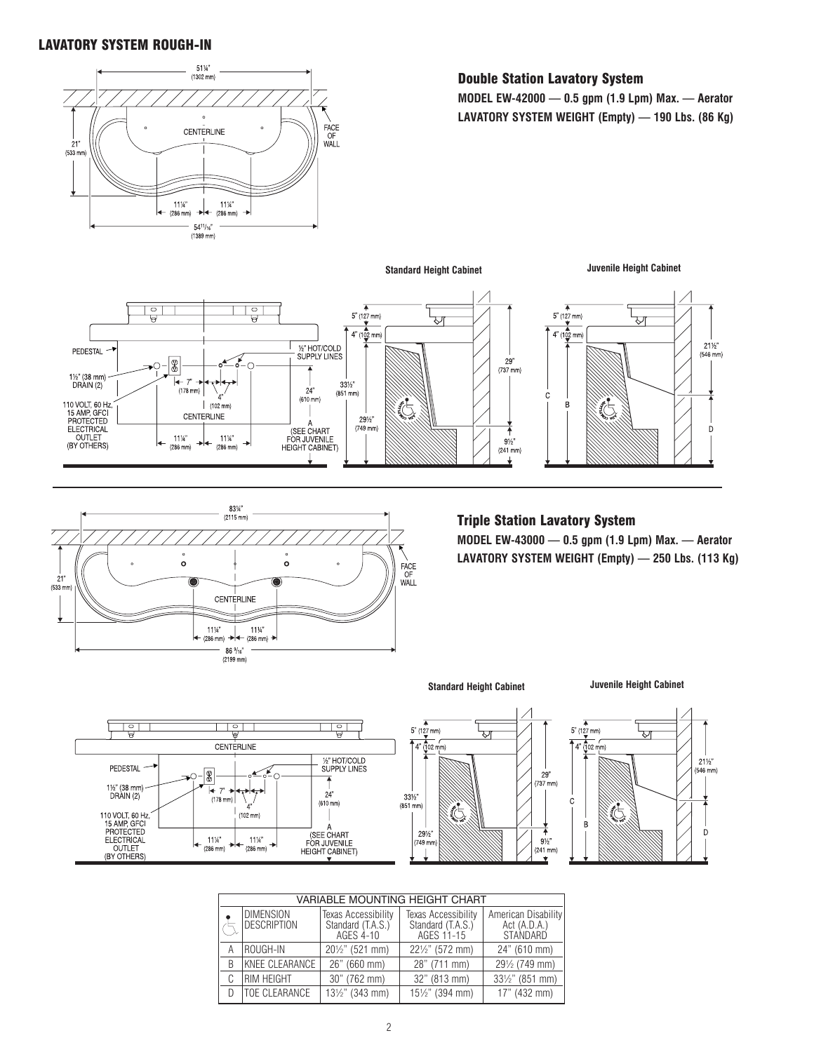## LAVATORY SYSTEM ROUGH-IN

### Double Station Lavatory System

**MODEL EW-42000 — 0.5 gpm (1.9 Lpm) Max. — Aerator**
**LAVATORY SYSTEM WEIGHT (Empty) — 190 Lbs. (86 Kg)**

51¼" (1302 mm)
21" (533 mm)
FACE OF WALL
CENTERLINE
11¼" (286 mm) 11¼" (286 mm)
54¹¹⁄₁₆" (1389 mm)

Standard Height Cabinet | Juvenile Height Cabinet

PEDESTAL
1½" (38 mm) DRAIN (2)
110 VOLT, 60 Hz, 15 AMP, GFCI PROTECTED ELECTRICAL OUTLET (BY OTHERS)
7" (178 mm)
4" (102 mm)
CENTERLINE
11¼" (286 mm) 11¼" (286 mm)
½" HOT/COLD SUPPLY LINES
24" (610 mm)
A (SEE CHART FOR JUVENILE HEIGHT CABINET)
5" (127 mm)
4" (102 mm)
33½" (851 mm)
29½" (749 mm)
29" (737 mm)
9½" (241 mm)
21½" (546 mm)
C
B
D

### Triple Station Lavatory System

**MODEL EW-43000 — 0.5 gpm (1.9 Lpm) Max. — Aerator**
**LAVATORY SYSTEM WEIGHT (Empty) — 250 Lbs. (113 Kg)**

83¼" (2115 mm)
21" (533 mm)
FACE OF WALL
CENTERLINE
11¼" (286 mm) 11¼" (286 mm)
86 ⁹⁄₁₆" (2199 mm)

Standard Height Cabinet | Juvenile Height Cabinet

CENTERLINE
PEDESTAL
1½" (38 mm) DRAIN (2)
110 VOLT, 60 Hz, 15 AMP, GFCI PROTECTED ELECTRICAL OUTLET (BY OTHERS)
7" (178 mm)
4" (102 mm)
11¼" (286 mm) 11¼" (286 mm)
½" HOT/COLD SUPPLY LINES
24" (610 mm)
A (SEE CHART FOR JUVENILE HEIGHT CABINET)
5" (127 mm)
4" (102 mm)
33½" (851 mm)
29½" (749 mm)
29" (737 mm)
9½" (241 mm)
21½" (546 mm)
C
B
D

| VARIABLE MOUNTING HEIGHT CHART | | | | |
|---|---|---|---|---|
| ● ♿ | DIMENSION DESCRIPTION | Texas Accessibility Standard (T.A.S.) AGES 4-10 | Texas Accessibility Standard (T.A.S.) AGES 11-15 | American Disability Act (A.D.A.) STANDARD |
| A | ROUGH-IN | 20½" (521 mm) | 22½" (572 mm) | 24" (610 mm) |
| B | KNEE CLEARANCE | 26" (660 mm) | 28" (711 mm) | 29½ (749 mm) |
| C | RIM HEIGHT | 30" (762 mm) | 32" (813 mm) | 33½" (851 mm) |
| D | TOE CLEARANCE | 13½" (343 mm) | 15½" (394 mm) | 17" (432 mm) |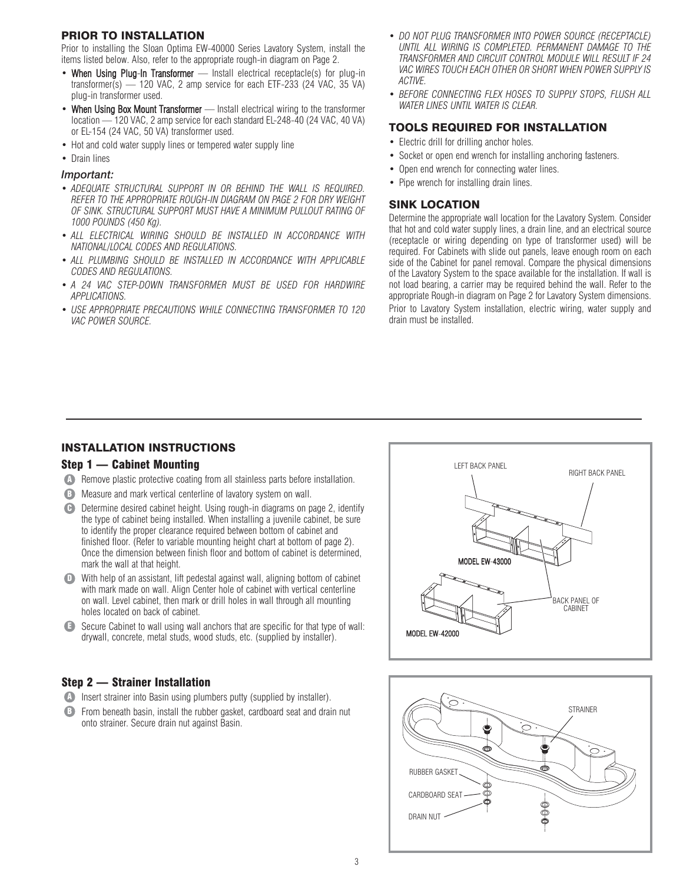## PRIOR TO INSTALLATION

Prior to installing the Sloan Optima EW-40000 Series Lavatory System, install the items listed below. Also, refer to the appropriate rough-in diagram on Page 2.

- **When Using Plug-In Transformer** — Install electrical receptacle(s) for plug-in transformer(s) — 120 VAC, 2 amp service for each ETF-233 (24 VAC, 35 VA) plug-in transformer used.
- **When Using Box Mount Transformer** — Install electrical wiring to the transformer location — 120 VAC, 2 amp service for each standard EL-248-40 (24 VAC, 40 VA) or EL-154 (24 VAC, 50 VA) transformer used.
- Hot and cold water supply lines or tempered water supply line
- Drain lines

### *Important:*

- *ADEQUATE STRUCTURAL SUPPORT IN OR BEHIND THE WALL IS REQUIRED. REFER TO THE APPROPRIATE ROUGH-IN DIAGRAM ON PAGE 2 FOR DRY WEIGHT OF SINK. STRUCTURAL SUPPORT MUST HAVE A MINIMUM PULLOUT RATING OF 1000 POUNDS (450 Kg).*
- *ALL ELECTRICAL WIRING SHOULD BE INSTALLED IN ACCORDANCE WITH NATIONAL/LOCAL CODES AND REGULATIONS.*
- *ALL PLUMBING SHOULD BE INSTALLED IN ACCORDANCE WITH APPLICABLE CODES AND REGULATIONS.*
- *A 24 VAC STEP-DOWN TRANSFORMER MUST BE USED FOR HARDWIRE APPLICATIONS.*
- *USE APPROPRIATE PRECAUTIONS WHILE CONNECTING TRANSFORMER TO 120 VAC POWER SOURCE.*
- *DO NOT PLUG TRANSFORMER INTO POWER SOURCE (RECEPTACLE) UNTIL ALL WIRING IS COMPLETED. PERMANENT DAMAGE TO THE TRANSFORMER AND CIRCUIT CONTROL MODULE WILL RESULT IF 24 VAC WIRES TOUCH EACH OTHER OR SHORT WHEN POWER SUPPLY IS ACTIVE.*
- *BEFORE CONNECTING FLEX HOSES TO SUPPLY STOPS, FLUSH ALL WATER LINES UNTIL WATER IS CLEAR.*

## TOOLS REQUIRED FOR INSTALLATION

- Electric drill for drilling anchor holes.
- Socket or open end wrench for installing anchoring fasteners.
- Open end wrench for connecting water lines.
- Pipe wrench for installing drain lines.

## SINK LOCATION

Determine the appropriate wall location for the Lavatory System. Consider that hot and cold water supply lines, a drain line, and an electrical source (receptacle or wiring depending on type of transformer used) will be required. For Cabinets with slide out panels, leave enough room on each side of the Cabinet for panel removal. Compare the physical dimensions of the Lavatory System to the space available for the installation. If wall is not load bearing, a carrier may be required behind the wall. Refer to the appropriate Rough-in diagram on Page 2 for Lavatory System dimensions.

Prior to Lavatory System installation, electric wiring, water supply and drain must be installed.

---

## INSTALLATION INSTRUCTIONS

### Step 1 — Cabinet Mounting

**A** Remove plastic protective coating from all stainless parts before installation.

**B** Measure and mark vertical centerline of lavatory system on wall.

**C** Determine desired cabinet height. Using rough-in diagrams on page 2, identify the type of cabinet being installed. When installing a juvenile cabinet, be sure to identify the proper clearance required between bottom of cabinet and finished floor. (Refer to variable mounting height chart at bottom of page 2). Once the dimension between finish floor and bottom of cabinet is determined, mark the wall at that height.

**D** With help of an assistant, lift pedestal against wall, aligning bottom of cabinet with mark made on wall. Align Center hole of cabinet with vertical centerline on wall. Level cabinet, then mark or drill holes in wall through all mounting holes located on back of cabinet.

**E** Secure Cabinet to wall using wall anchors that are specific for that type of wall: drywall, concrete, metal studs, wood studs, etc. (supplied by installer).

LEFT BACK PANEL
RIGHT BACK PANEL
MODEL EW-43000
BACK PANEL OF CABINET
MODEL EW-42000

### Step 2 — Strainer Installation

**A** Insert strainer into Basin using plumbers putty (supplied by installer).

**B** From beneath basin, install the rubber gasket, cardboard seat and drain nut onto strainer. Secure drain nut against Basin.

STRAINER
RUBBER GASKET
CARDBOARD SEAT
DRAIN NUT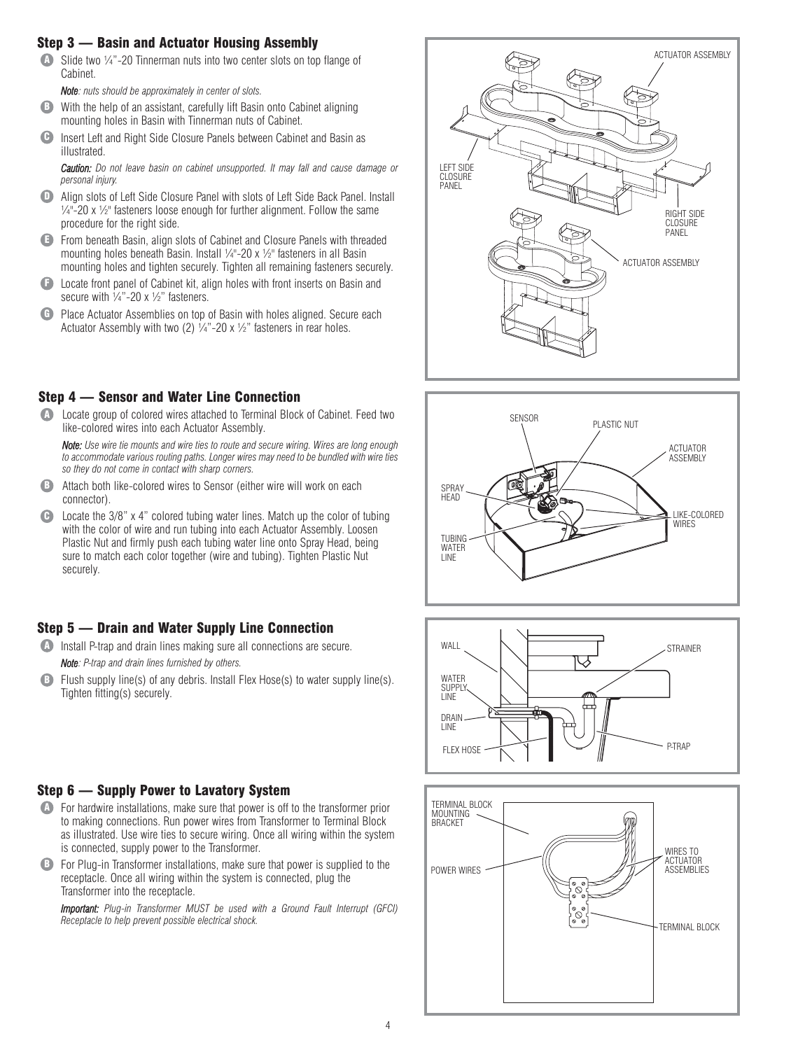## Step 3 — Basin and Actuator Housing Assembly

**A** Slide two ¼"-20 Tinnerman nuts into two center slots on top flange of Cabinet.

*Note: nuts should be approximately in center of slots.*

**B** With the help of an assistant, carefully lift Basin onto Cabinet aligning mounting holes in Basin with Tinnerman nuts of Cabinet.

**C** Insert Left and Right Side Closure Panels between Cabinet and Basin as illustrated.

***Caution:*** *Do not leave basin on cabinet unsupported. It may fall and cause damage or personal injury.*

**D** Align slots of Left Side Closure Panel with slots of Left Side Back Panel. Install ¼"-20 x ½" fasteners loose enough for further alignment. Follow the same procedure for the right side.

**E** From beneath Basin, align slots of Cabinet and Closure Panels with threaded mounting holes beneath Basin. Install ¼"-20 x ½" fasteners in all Basin mounting holes and tighten securely. Tighten all remaining fasteners securely.

**F** Locate front panel of Cabinet kit, align holes with front inserts on Basin and secure with ¼"-20 x ½" fasteners.

**G** Place Actuator Assemblies on top of Basin with holes aligned. Secure each Actuator Assembly with two (2) ¼"-20 x ½" fasteners in rear holes.

ACTUATOR ASSEMBLY
LEFT SIDE CLOSURE PANEL
RIGHT SIDE CLOSURE PANEL
ACTUATOR ASSEMBLY

## Step 4 — Sensor and Water Line Connection

**A** Locate group of colored wires attached to Terminal Block of Cabinet. Feed two like-colored wires into each Actuator Assembly.

***Note:*** *Use wire tie mounts and wire ties to route and secure wiring. Wires are long enough to accommodate various routing paths. Longer wires may need to be bundled with wire ties so they do not come in contact with sharp corners.*

**B** Attach both like-colored wires to Sensor (either wire will work on each connector).

**C** Locate the 3/8" x 4" colored tubing water lines. Match up the color of tubing with the color of wire and run tubing into each Actuator Assembly. Loosen Plastic Nut and firmly push each tubing water line onto Spray Head, being sure to match each color together (wire and tubing). Tighten Plastic Nut securely.

SENSOR
PLASTIC NUT
ACTUATOR ASSEMBLY
SPRAY HEAD
LIKE-COLORED WIRES
TUBING WATER LINE

## Step 5 — Drain and Water Supply Line Connection

**A** Install P-trap and drain lines making sure all connections are secure.

*Note: P-trap and drain lines furnished by others.*

**B** Flush supply line(s) of any debris. Install Flex Hose(s) to water supply line(s). Tighten fitting(s) securely.

WALL
STRAINER
WATER SUPPLY LINE
DRAIN LINE
FLEX HOSE
P-TRAP

## Step 6 — Supply Power to Lavatory System

**A** For hardwire installations, make sure that power is off to the transformer prior to making connections. Run power wires from Transformer to Terminal Block as illustrated. Use wire ties to secure wiring. Once all wiring within the system is connected, supply power to the Transformer.

**B** For Plug-in Transformer installations, make sure that power is supplied to the receptacle. Once all wiring within the system is connected, plug the Transformer into the receptacle.

***Important:*** *Plug-in Transformer MUST be used with a Ground Fault Interrupt (GFCI) Receptacle to help prevent possible electrical shock.*

TERMINAL BLOCK MOUNTING BRACKET
WIRES TO ACTUATOR ASSEMBLIES
POWER WIRES
TERMINAL BLOCK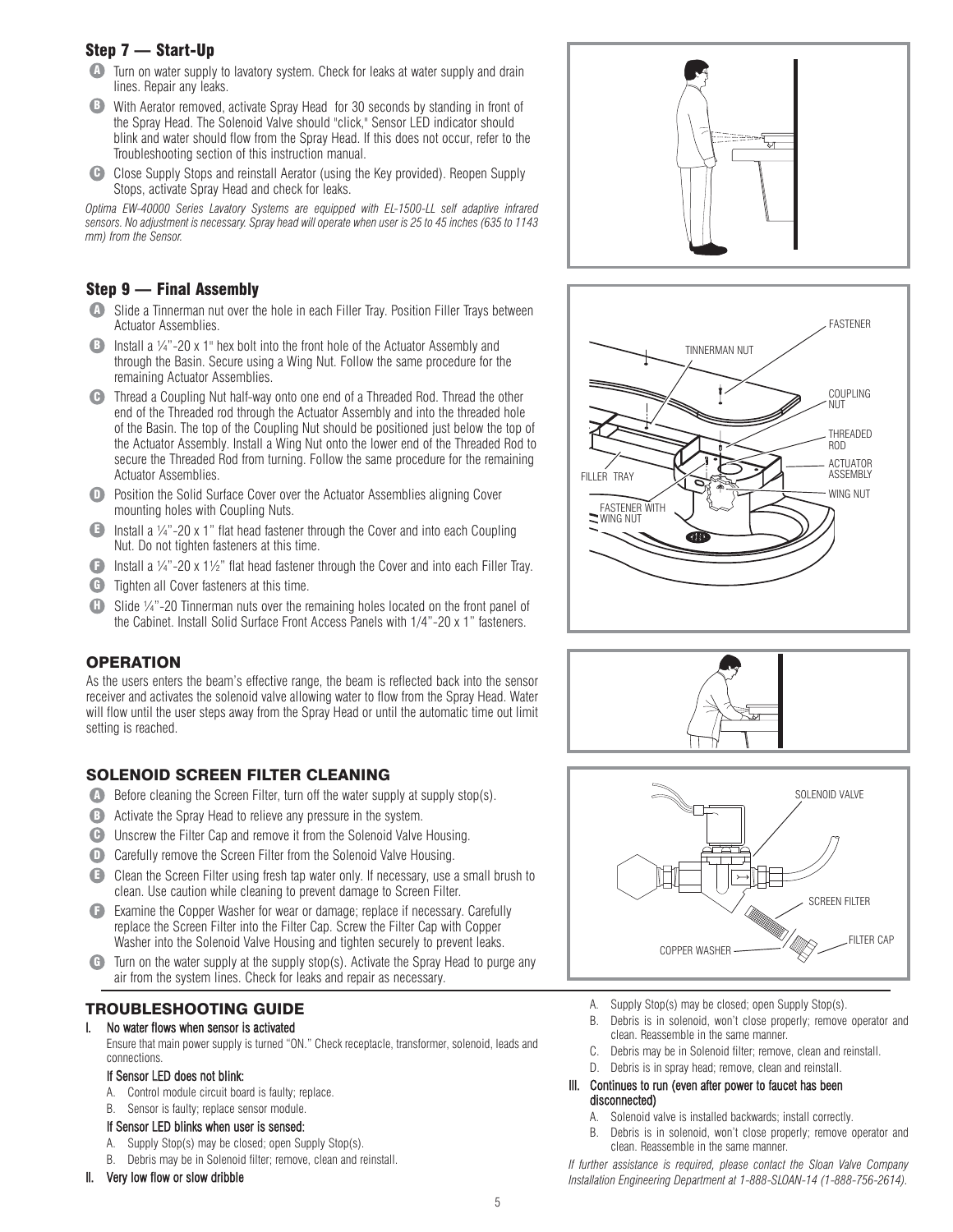## Step 7 — Start-Up

- **A** Turn on water supply to lavatory system. Check for leaks at water supply and drain lines. Repair any leaks.
- **B** With Aerator removed, activate Spray Head for 30 seconds by standing in front of the Spray Head. The Solenoid Valve should "click," Sensor LED indicator should blink and water should flow from the Spray Head. If this does not occur, refer to the Troubleshooting section of this instruction manual.
- **C** Close Supply Stops and reinstall Aerator (using the Key provided). Reopen Supply Stops, activate Spray Head and check for leaks.

*Optima EW-40000 Series Lavatory Systems are equipped with EL-1500-LL self adaptive infrared sensors. No adjustment is necessary. Spray head will operate when user is 25 to 45 inches (635 to 1143 mm) from the Sensor.*

## Step 9 — Final Assembly

- **A** Slide a Tinnerman nut over the hole in each Filler Tray. Position Filler Trays between Actuator Assemblies.
- **B** Install a ¼"-20 x 1" hex bolt into the front hole of the Actuator Assembly and through the Basin. Secure using a Wing Nut. Follow the same procedure for the remaining Actuator Assemblies.
- **C** Thread a Coupling Nut half-way onto one end of a Threaded Rod. Thread the other end of the Threaded rod through the Actuator Assembly and into the threaded hole of the Basin. The top of the Coupling Nut should be positioned just below the top of the Actuator Assembly. Install a Wing Nut onto the lower end of the Threaded Rod to secure the Threaded Rod from turning. Follow the same procedure for the remaining Actuator Assemblies.
- **D** Position the Solid Surface Cover over the Actuator Assemblies aligning Cover mounting holes with Coupling Nuts.
- **E** Install a ¼"-20 x 1" flat head fastener through the Cover and into each Coupling Nut. Do not tighten fasteners at this time.
- **F** Install a ¼"-20 x 1½" flat head fastener through the Cover and into each Filler Tray.
- **G** Tighten all Cover fasteners at this time.
- **H** Slide ¼"-20 Tinnerman nuts over the remaining holes located on the front panel of the Cabinet. Install Solid Surface Front Access Panels with 1/4"-20 x 1" fasteners.

## OPERATION

As the users enters the beam's effective range, the beam is reflected back into the sensor receiver and activates the solenoid valve allowing water to flow from the Spray Head. Water will flow until the user steps away from the Spray Head or until the automatic time out limit setting is reached.

## SOLENOID SCREEN FILTER CLEANING

- **A** Before cleaning the Screen Filter, turn off the water supply at supply stop(s).
- **B** Activate the Spray Head to relieve any pressure in the system.
- **C** Unscrew the Filter Cap and remove it from the Solenoid Valve Housing.
- **D** Carefully remove the Screen Filter from the Solenoid Valve Housing.
- **E** Clean the Screen Filter using fresh tap water only. If necessary, use a small brush to clean. Use caution while cleaning to prevent damage to Screen Filter.
- **F** Examine the Copper Washer for wear or damage; replace if necessary. Carefully replace the Screen Filter into the Filter Cap. Screw the Filter Cap with Copper Washer into the Solenoid Valve Housing and tighten securely to prevent leaks.
- **G** Turn on the water supply at the supply stop(s). Activate the Spray Head to purge any air from the system lines. Check for leaks and repair as necessary.

FASTENER
TINNERMAN NUT
COUPLING NUT
THREADED ROD
ACTUATOR ASSEMBLY
WING NUT
FILLER TRAY
FASTENER WITH WING NUT

SOLENOID VALVE
SCREEN FILTER
FILTER CAP
COPPER WASHER

## TROUBLESHOOTING GUIDE

**I. No water flows when sensor is activated**

Ensure that main power supply is turned "ON." Check receptacle, transformer, solenoid, leads and connections.

**If Sensor LED does not blink:**

A. Control module circuit board is faulty; replace.
B. Sensor is faulty; replace sensor module.

**If Sensor LED blinks when user is sensed:**

A. Supply Stop(s) may be closed; open Supply Stop(s).
B. Debris may be in Solenoid filter; remove, clean and reinstall.

**II. Very low flow or slow dribble**

A. Supply Stop(s) may be closed; open Supply Stop(s).
B. Debris is in solenoid, won't close properly; remove operator and clean. Reassemble in the same manner.
C. Debris may be in Solenoid filter; remove, clean and reinstall.
D. Debris is in spray head; remove, clean and reinstall.

**III. Continues to run (even after power to faucet has been disconnected)**

A. Solenoid valve is installed backwards; install correctly.
B. Debris is in solenoid, won't close properly; remove operator and clean. Reassemble in the same manner.

*If further assistance is required, please contact the Sloan Valve Company Installation Engineering Department at 1-888-SLOAN-14 (1-888-756-2614).*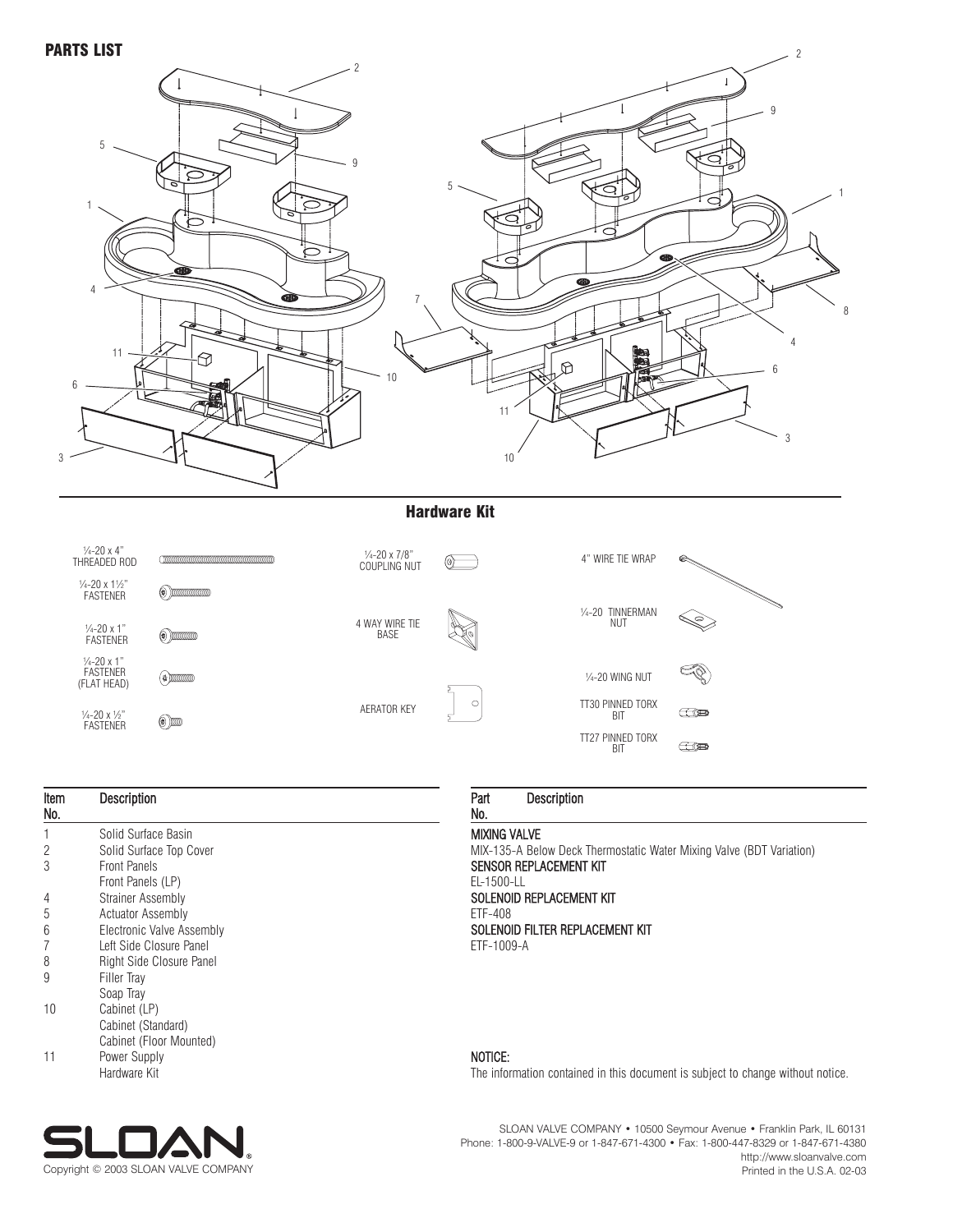## PARTS LIST

## Hardware Kit

¼-20 x 4" THREADED ROD

¼-20 x 1½" FASTENER

¼-20 x 1" FASTENER

¼-20 x 1" FASTENER (FLAT HEAD)

¼-20 x ½" FASTENER

¼-20 x 7/8" COUPLING NUT

4 WAY WIRE TIE BASE

AERATOR KEY

4" WIRE TIE WRAP

¼-20 TINNERMAN NUT

¼-20 WING NUT

TT30 PINNED TORX BIT

TT27 PINNED TORX BIT

| Item No. | Description |
|---|---|
| 1 | Solid Surface Basin |
| 2 | Solid Surface Top Cover |
| 3 | Front Panels |
| | Front Panels (LP) |
| 4 | Strainer Assembly |
| 5 | Actuator Assembly |
| 6 | Electronic Valve Assembly |
| 7 | Left Side Closure Panel |
| 8 | Right Side Closure Panel |
| 9 | Filler Tray |
| | Soap Tray |
| 10 | Cabinet (LP) |
| | Cabinet (Standard) |
| | Cabinet (Floor Mounted) |
| 11 | Power Supply |
| | Hardware Kit |

| Part No. | Description |
|---|---|
| **MIXING VALVE** | |
| MIX-135-A | Below Deck Thermostatic Water Mixing Valve (BDT Variation) |
| **SENSOR REPLACEMENT KIT** | |
| EL-1500-LL | |
| **SOLENOID REPLACEMENT KIT** | |
| ETF-408 | |
| **SOLENOID FILTER REPLACEMENT KIT** | |
| ETF-1009-A | |

**NOTICE:**
The information contained in this document is subject to change without notice.

SLOAN®
Copyright © 2003 SLOAN VALVE COMPANY

SLOAN VALVE COMPANY • 10500 Seymour Avenue • Franklin Park, IL 60131
Phone: 1-800-9-VALVE-9 or 1-847-671-4300 • Fax: 1-800-447-8329 or 1-847-671-4380
http://www.sloanvalve.com
Printed in the U.S.A. 02-03